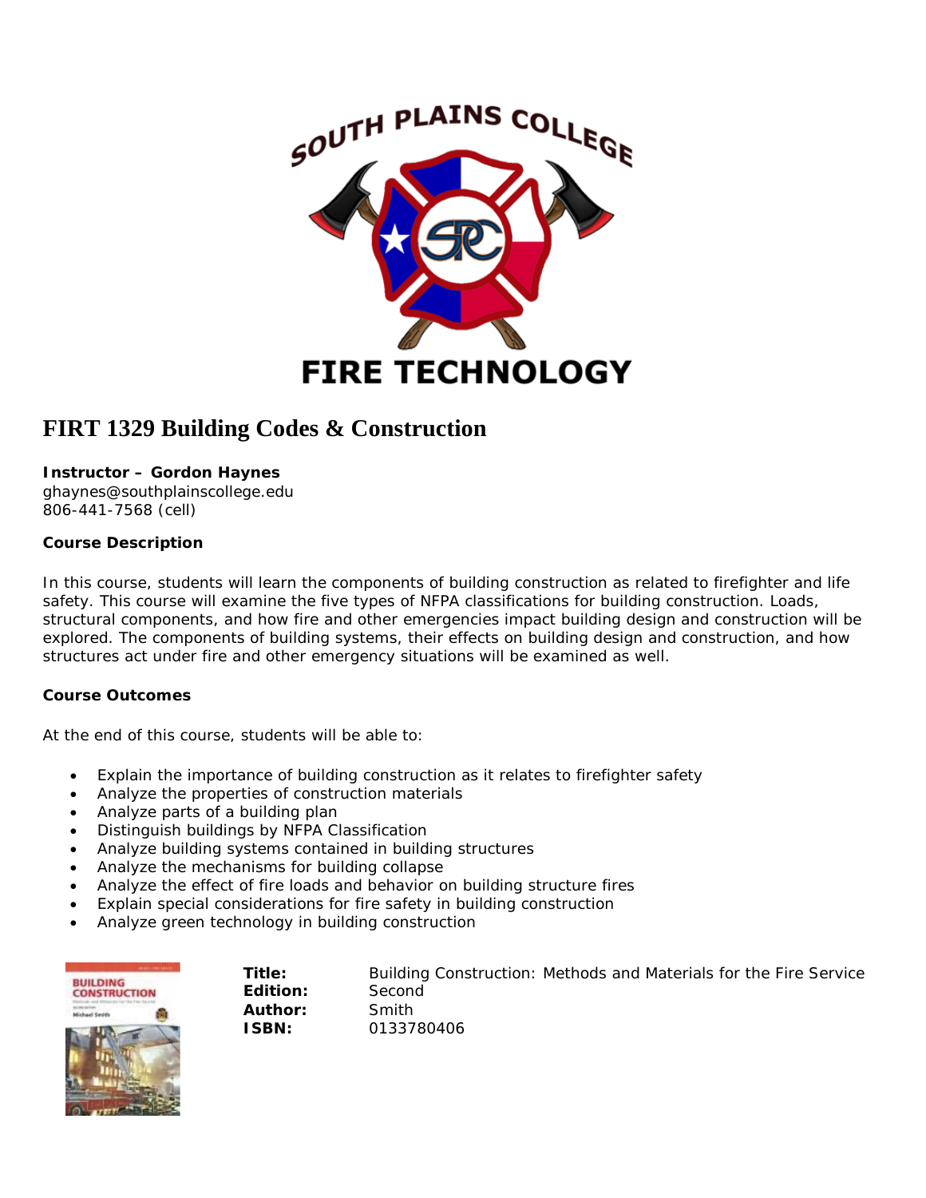# FIRT 1329 Building Codes & Construction

**Instructor – Gordon Haynes**
ghaynes@southplainscollege.edu
806-441-7568 (cell)

**Course Description**

In this course, students will learn the components of building construction as related to firefighter and life safety. This course will examine the five types of NFPA classifications for building construction. Loads, structural components, and how fire and other emergencies impact building design and construction will be explored. The components of building systems, their effects on building design and construction, and how structures act under fire and other emergency situations will be examined as well.

**Course Outcomes**

At the end of this course, students will be able to:

- Explain the importance of building construction as it relates to firefighter safety
- Analyze the properties of construction materials
- Analyze parts of a building plan
- Distinguish buildings by NFPA Classification
- Analyze building systems contained in building structures
- Analyze the mechanisms for building collapse
- Analyze the effect of fire loads and behavior on building structure fires
- Explain special considerations for fire safety in building construction
- Analyze green technology in building construction

**Title:** Building Construction: Methods and Materials for the Fire Service
**Edition:** Second
**Author:** Smith
**ISBN:** 0133780406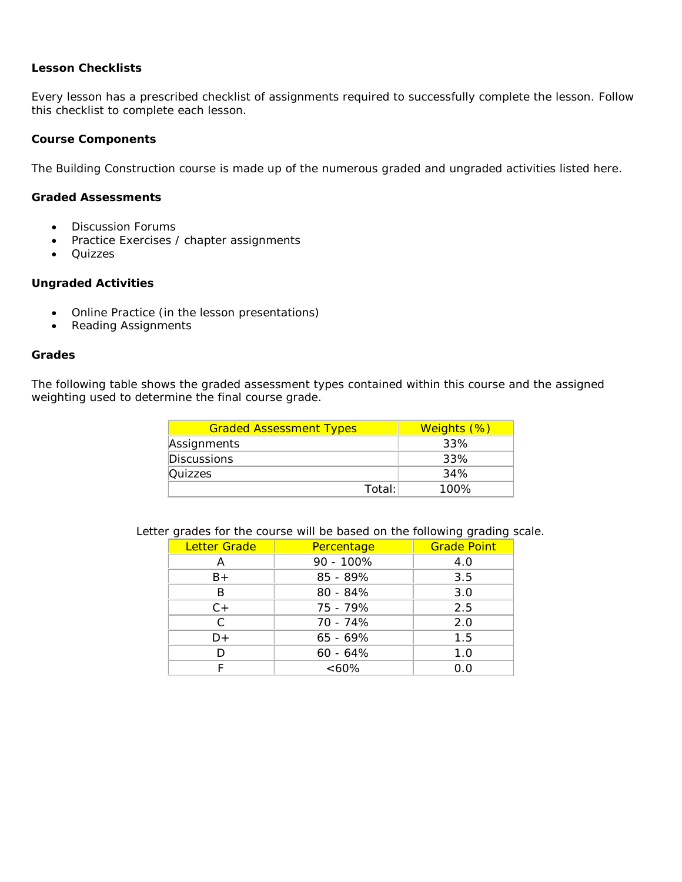**Lesson Checklists**

Every lesson has a prescribed checklist of assignments required to successfully complete the lesson. Follow this checklist to complete each lesson.

**Course Components**

The Building Construction course is made up of the numerous graded and ungraded activities listed here.

**Graded Assessments**

- Discussion Forums
- Practice Exercises / chapter assignments
- Quizzes

**Ungraded Activities**

- Online Practice (in the lesson presentations)
- Reading Assignments

**Grades**

The following table shows the graded assessment types contained within this course and the assigned weighting used to determine the final course grade.

| Graded Assessment Types | Weights (%) |
|---|---|
| Assignments | 33% |
| Discussions | 33% |
| Quizzes | 34% |
| Total: | 100% |

Letter grades for the course will be based on the following grading scale.

| Letter Grade | Percentage | Grade Point |
|---|---|---|
| A | 90 - 100% | 4.0 |
| B+ | 85 - 89% | 3.5 |
| B | 80 - 84% | 3.0 |
| C+ | 75 - 79% | 2.5 |
| C | 70 - 74% | 2.0 |
| D+ | 65 - 69% | 1.5 |
| D | 60 - 64% | 1.0 |
| F | <60% | 0.0 |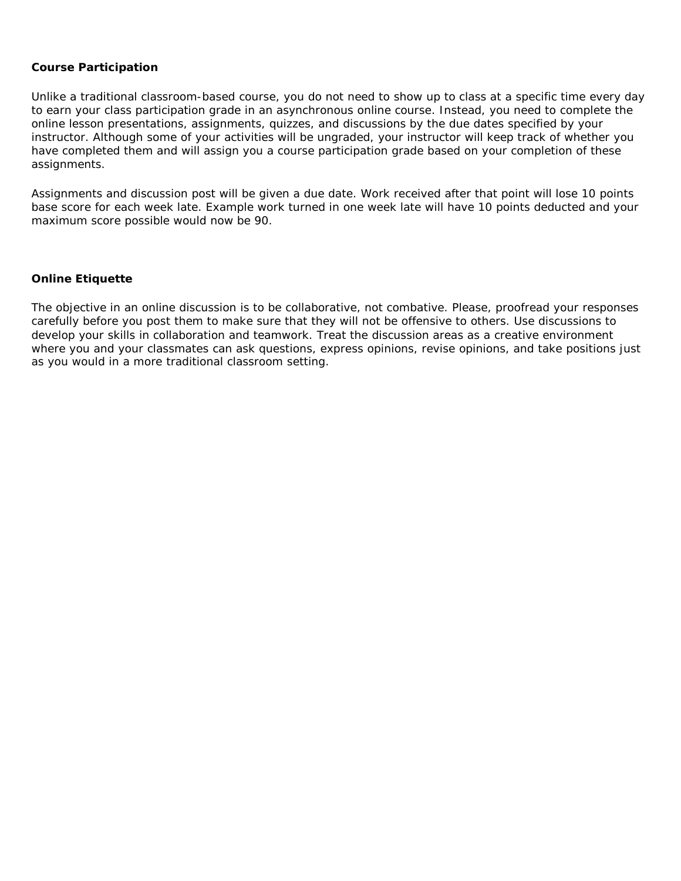**Course Participation**

Unlike a traditional classroom-based course, you do not need to show up to class at a specific time every day to earn your class participation grade in an asynchronous online course. Instead, you need to complete the online lesson presentations, assignments, quizzes, and discussions by the due dates specified by your instructor. Although some of your activities will be ungraded, your instructor will keep track of whether you have completed them and will assign you a course participation grade based on your completion of these assignments.

Assignments and discussion post will be given a due date. Work received after that point will lose 10 points base score for each week late. Example work turned in one week late will have 10 points deducted and your maximum score possible would now be 90.

**Online Etiquette**

The objective in an online discussion is to be collaborative, not combative. Please, proofread your responses carefully before you post them to make sure that they will not be offensive to others. Use discussions to develop your skills in collaboration and teamwork. Treat the discussion areas as a creative environment where you and your classmates can ask questions, express opinions, revise opinions, and take positions just as you would in a more traditional classroom setting.